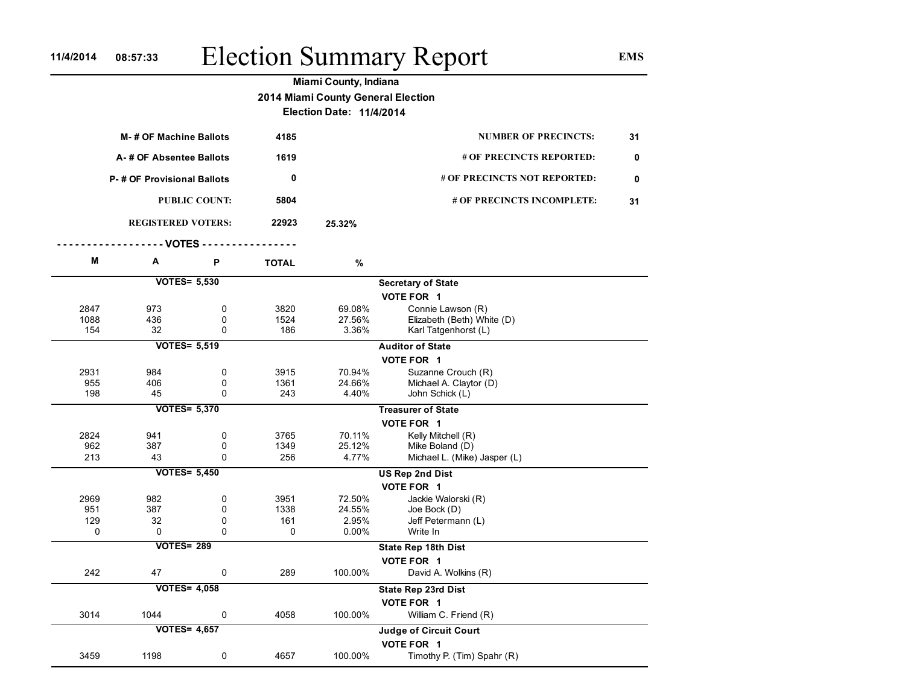11/4/2014 08:57:33

# Election Summary Report

EMS

**Miami County, Indiana**

**2014 Miami County General Election**

**Election Date: 11/4/2014**

| | | | | |
|---|---|---|---|---|
| M- # OF Machine Ballots | 4185 | | NUMBER OF PRECINCTS: | 31 |
| A- # OF Absentee Ballots | 1619 | | # OF PRECINCTS REPORTED: | 0 |
| P- # OF Provisional Ballots | 0 | | # OF PRECINCTS NOT REPORTED: | 0 |
| PUBLIC COUNT: | 5804 | | # OF PRECINCTS INCOMPLETE: | 31 |
| REGISTERED VOTERS: | 22923 | 25.32% | | |

| M | A | P | TOTAL | % | |
|---|---|---|---|---|---|
| | **VOTES= 5,530** | | | | **Secretary of State** |
| | | | | | **VOTE FOR 1** |
| 2847 | 973 | 0 | 3820 | 69.08% | Connie Lawson (R) |
| 1088 | 436 | 0 | 1524 | 27.56% | Elizabeth (Beth) White (D) |
| 154 | 32 | 0 | 186 | 3.36% | Karl Tatgenhorst (L) |
| | **VOTES= 5,519** | | | | **Auditor of State** |
| | | | | | **VOTE FOR 1** |
| 2931 | 984 | 0 | 3915 | 70.94% | Suzanne Crouch (R) |
| 955 | 406 | 0 | 1361 | 24.66% | Michael A. Claytor (D) |
| 198 | 45 | 0 | 243 | 4.40% | John Schick (L) |
| | **VOTES= 5,370** | | | | **Treasurer of State** |
| | | | | | **VOTE FOR 1** |
| 2824 | 941 | 0 | 3765 | 70.11% | Kelly Mitchell (R) |
| 962 | 387 | 0 | 1349 | 25.12% | Mike Boland (D) |
| 213 | 43 | 0 | 256 | 4.77% | Michael L. (Mike) Jasper (L) |
| | **VOTES= 5,450** | | | | **US Rep 2nd Dist** |
| | | | | | **VOTE FOR 1** |
| 2969 | 982 | 0 | 3951 | 72.50% | Jackie Walorski (R) |
| 951 | 387 | 0 | 1338 | 24.55% | Joe Bock (D) |
| 129 | 32 | 0 | 161 | 2.95% | Jeff Petermann (L) |
| 0 | 0 | 0 | 0 | 0.00% | Write In |
| | **VOTES= 289** | | | | **State Rep 18th Dist** |
| | | | | | **VOTE FOR 1** |
| 242 | 47 | 0 | 289 | 100.00% | David A. Wolkins (R) |
| | **VOTES= 4,058** | | | | **State Rep 23rd Dist** |
| | | | | | **VOTE FOR 1** |
| 3014 | 1044 | 0 | 4058 | 100.00% | William C. Friend (R) |
| | **VOTES= 4,657** | | | | **Judge of Circuit Court** |
| | | | | | **VOTE FOR 1** |
| 3459 | 1198 | 0 | 4657 | 100.00% | Timothy P. (Tim) Spahr (R) |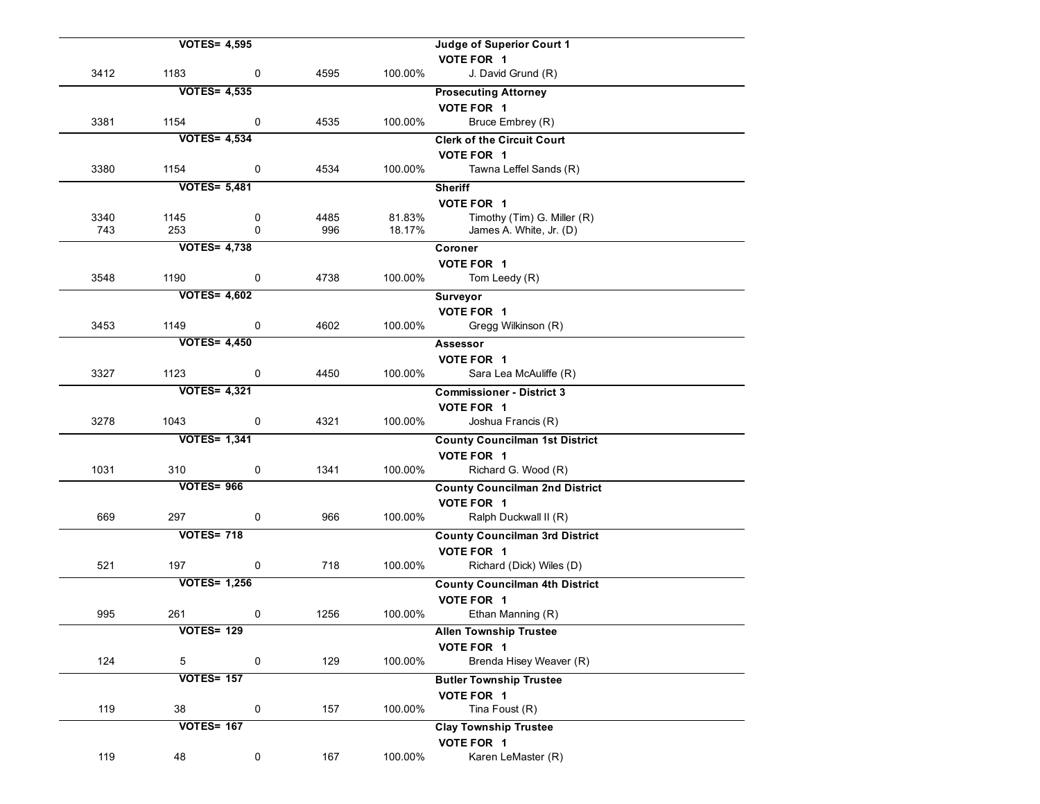**Judge of Superior Court 1**

VOTES= 4,595

VOTE FOR 1

| | | | | | |
|---|---|---|---|---|---|
| 3412 | 1183 | 0 | 4595 | 100.00% | J. David Grund (R) |

**Prosecuting Attorney**

VOTES= 4,535

VOTE FOR 1

| | | | | | |
|---|---|---|---|---|---|
| 3381 | 1154 | 0 | 4535 | 100.00% | Bruce Embrey (R) |

**Clerk of the Circuit Court**

VOTES= 4,534

VOTE FOR 1

| | | | | | |
|---|---|---|---|---|---|
| 3380 | 1154 | 0 | 4534 | 100.00% | Tawna Leffel Sands (R) |

**Sheriff**

VOTES= 5,481

VOTE FOR 1

| | | | | | |
|---|---|---|---|---|---|
| 3340 | 1145 | 0 | 4485 | 81.83% | Timothy (Tim) G. Miller (R) |
| 743 | 253 | 0 | 996 | 18.17% | James A. White, Jr. (D) |

**Coroner**

VOTES= 4,738

VOTE FOR 1

| | | | | | |
|---|---|---|---|---|---|
| 3548 | 1190 | 0 | 4738 | 100.00% | Tom Leedy (R) |

**Surveyor**

VOTES= 4,602

VOTE FOR 1

| | | | | | |
|---|---|---|---|---|---|
| 3453 | 1149 | 0 | 4602 | 100.00% | Gregg Wilkinson (R) |

**Assessor**

VOTES= 4,450

VOTE FOR 1

| | | | | | |
|---|---|---|---|---|---|
| 3327 | 1123 | 0 | 4450 | 100.00% | Sara Lea McAuliffe (R) |

**Commissioner - District 3**

VOTES= 4,321

VOTE FOR 1

| | | | | | |
|---|---|---|---|---|---|
| 3278 | 1043 | 0 | 4321 | 100.00% | Joshua Francis (R) |

**County Councilman 1st District**

VOTES= 1,341

VOTE FOR 1

| | | | | | |
|---|---|---|---|---|---|
| 1031 | 310 | 0 | 1341 | 100.00% | Richard G. Wood (R) |

**County Councilman 2nd District**

VOTES= 966

VOTE FOR 1

| | | | | | |
|---|---|---|---|---|---|
| 669 | 297 | 0 | 966 | 100.00% | Ralph Duckwall II (R) |

**County Councilman 3rd District**

VOTES= 718

VOTE FOR 1

| | | | | | |
|---|---|---|---|---|---|
| 521 | 197 | 0 | 718 | 100.00% | Richard (Dick) Wiles (D) |

**County Councilman 4th District**

VOTES= 1,256

VOTE FOR 1

| | | | | | |
|---|---|---|---|---|---|
| 995 | 261 | 0 | 1256 | 100.00% | Ethan Manning (R) |

**Allen Township Trustee**

VOTES= 129

VOTE FOR 1

| | | | | | |
|---|---|---|---|---|---|
| 124 | 5 | 0 | 129 | 100.00% | Brenda Hisey Weaver (R) |

**Butler Township Trustee**

VOTES= 157

VOTE FOR 1

| | | | | | |
|---|---|---|---|---|---|
| 119 | 38 | 0 | 157 | 100.00% | Tina Foust (R) |

**Clay Township Trustee**

VOTES= 167

VOTE FOR 1

| | | | | | |
|---|---|---|---|---|---|
| 119 | 48 | 0 | 167 | 100.00% | Karen LeMaster (R) |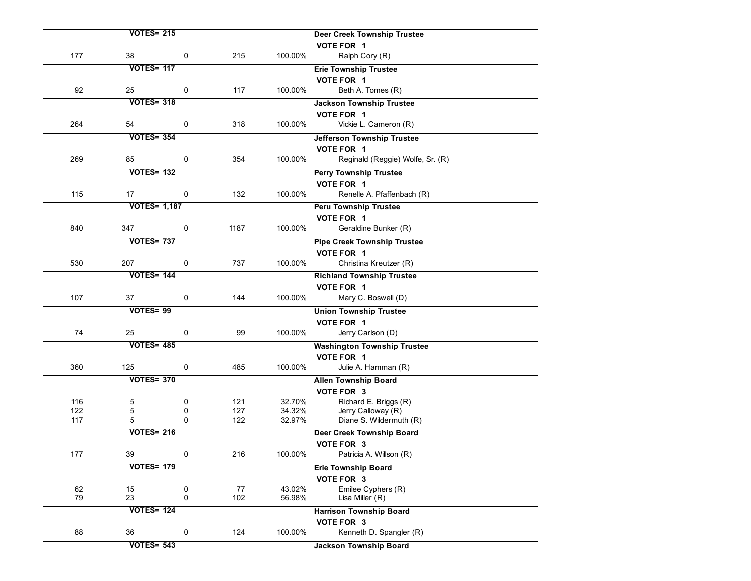**VOTES= 215** — **Deer Creek Township Trustee**

VOTE FOR 1

| | | | | | |
|---|---|---|---|---|---|
| 177 | 38 | 0 | 215 | 100.00% | Ralph Cory (R) |

**VOTES= 117** — **Erie Township Trustee**

VOTE FOR 1

| | | | | | |
|---|---|---|---|---|---|
| 92 | 25 | 0 | 117 | 100.00% | Beth A. Tomes (R) |

**VOTES= 318** — **Jackson Township Trustee**

VOTE FOR 1

| | | | | | |
|---|---|---|---|---|---|
| 264 | 54 | 0 | 318 | 100.00% | Vickie L. Cameron (R) |

**VOTES= 354** — **Jefferson Township Trustee**

VOTE FOR 1

| | | | | | |
|---|---|---|---|---|---|
| 269 | 85 | 0 | 354 | 100.00% | Reginald (Reggie) Wolfe, Sr. (R) |

**VOTES= 132** — **Perry Township Trustee**

VOTE FOR 1

| | | | | | |
|---|---|---|---|---|---|
| 115 | 17 | 0 | 132 | 100.00% | Renelle A. Pfaffenbach (R) |

**VOTES= 1,187** — **Peru Township Trustee**

VOTE FOR 1

| | | | | | |
|---|---|---|---|---|---|
| 840 | 347 | 0 | 1187 | 100.00% | Geraldine Bunker (R) |

**VOTES= 737** — **Pipe Creek Township Trustee**

VOTE FOR 1

| | | | | | |
|---|---|---|---|---|---|
| 530 | 207 | 0 | 737 | 100.00% | Christina Kreutzer (R) |

**VOTES= 144** — **Richland Township Trustee**

VOTE FOR 1

| | | | | | |
|---|---|---|---|---|---|
| 107 | 37 | 0 | 144 | 100.00% | Mary C. Boswell (D) |

**VOTES= 99** — **Union Township Trustee**

VOTE FOR 1

| | | | | | |
|---|---|---|---|---|---|
| 74 | 25 | 0 | 99 | 100.00% | Jerry Carlson (D) |

**VOTES= 485** — **Washington Township Trustee**

VOTE FOR 1

| | | | | | |
|---|---|---|---|---|---|
| 360 | 125 | 0 | 485 | 100.00% | Julie A. Hamman (R) |

**VOTES= 370** — **Allen Township Board**

VOTE FOR 3

| | | | | | |
|---|---|---|---|---|---|
| 116 | 5 | 0 | 121 | 32.70% | Richard E. Briggs (R) |
| 122 | 5 | 0 | 127 | 34.32% | Jerry Calloway (R) |
| 117 | 5 | 0 | 122 | 32.97% | Diane S. Wildermuth (R) |

**VOTES= 216** — **Deer Creek Township Board**

VOTE FOR 3

| | | | | | |
|---|---|---|---|---|---|
| 177 | 39 | 0 | 216 | 100.00% | Patricia A. Willson (R) |

**VOTES= 179** — **Erie Township Board**

VOTE FOR 3

| | | | | | |
|---|---|---|---|---|---|
| 62 | 15 | 0 | 77 | 43.02% | Emilee Cyphers (R) |
| 79 | 23 | 0 | 102 | 56.98% | Lisa Miller (R) |

**VOTES= 124** — **Harrison Township Board**

VOTE FOR 3

| | | | | | |
|---|---|---|---|---|---|
| 88 | 36 | 0 | 124 | 100.00% | Kenneth D. Spangler (R) |

**VOTES= 543** — **Jackson Township Board**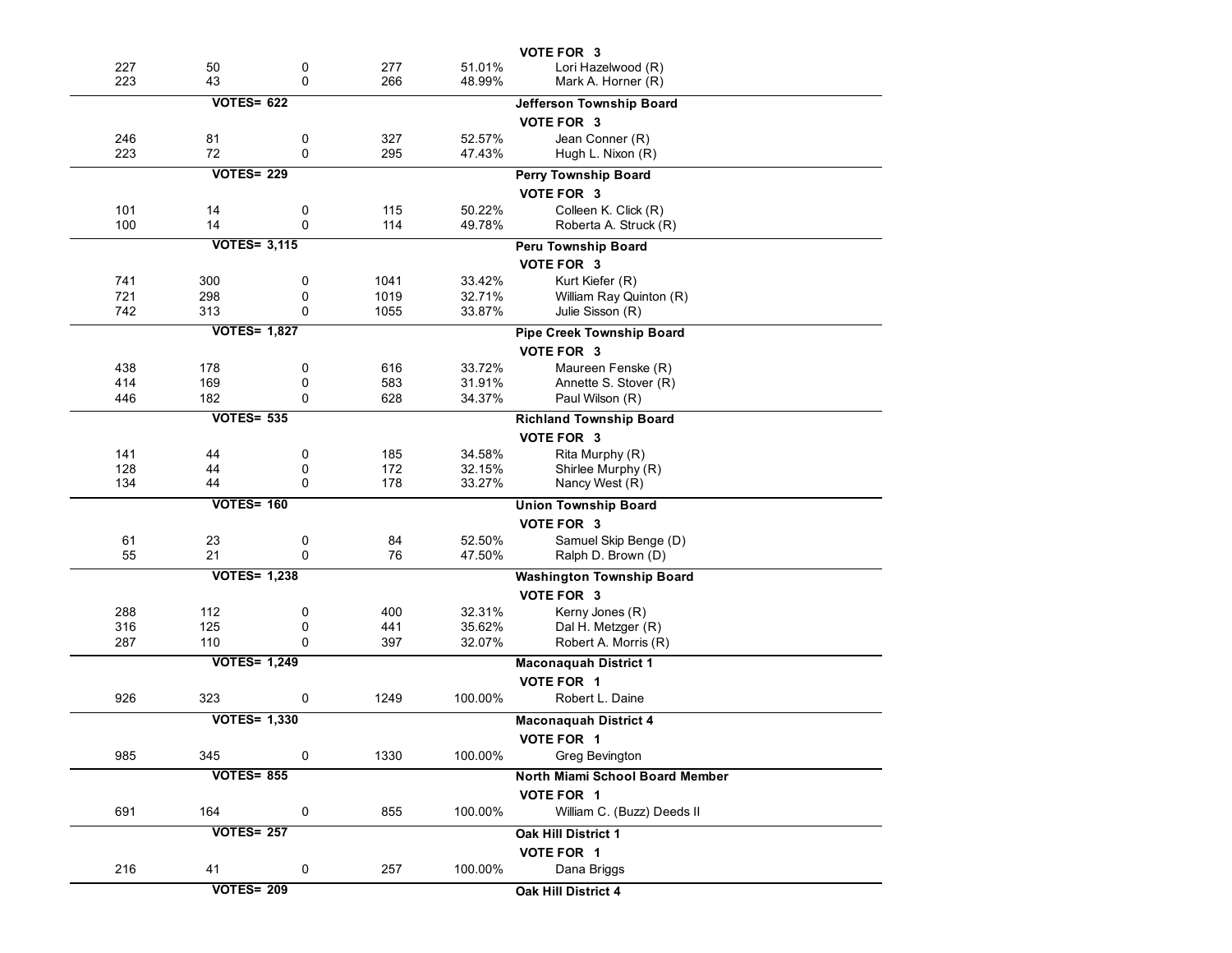VOTE FOR 3

| | | | | | |
|---|---|---|---|---|---|
| 227 | 50 | 0 | 277 | 51.01% | Lori Hazelwood (R) |
| 223 | 43 | 0 | 266 | 48.99% | Mark A. Horner (R) |

**VOTES= 622** — **Jefferson Township Board**

VOTE FOR 3

| | | | | | |
|---|---|---|---|---|---|
| 246 | 81 | 0 | 327 | 52.57% | Jean Conner (R) |
| 223 | 72 | 0 | 295 | 47.43% | Hugh L. Nixon (R) |

**VOTES= 229** — **Perry Township Board**

VOTE FOR 3

| | | | | | |
|---|---|---|---|---|---|
| 101 | 14 | 0 | 115 | 50.22% | Colleen K. Click (R) |
| 100 | 14 | 0 | 114 | 49.78% | Roberta A. Struck (R) |

**VOTES= 3,115** — **Peru Township Board**

VOTE FOR 3

| | | | | | |
|---|---|---|---|---|---|
| 741 | 300 | 0 | 1041 | 33.42% | Kurt Kiefer (R) |
| 721 | 298 | 0 | 1019 | 32.71% | William Ray Quinton (R) |
| 742 | 313 | 0 | 1055 | 33.87% | Julie Sisson (R) |

**VOTES= 1,827** — **Pipe Creek Township Board**

VOTE FOR 3

| | | | | | |
|---|---|---|---|---|---|
| 438 | 178 | 0 | 616 | 33.72% | Maureen Fenske (R) |
| 414 | 169 | 0 | 583 | 31.91% | Annette S. Stover (R) |
| 446 | 182 | 0 | 628 | 34.37% | Paul Wilson (R) |

**VOTES= 535** — **Richland Township Board**

VOTE FOR 3

| | | | | | |
|---|---|---|---|---|---|
| 141 | 44 | 0 | 185 | 34.58% | Rita Murphy (R) |
| 128 | 44 | 0 | 172 | 32.15% | Shirlee Murphy (R) |
| 134 | 44 | 0 | 178 | 33.27% | Nancy West (R) |

**VOTES= 160** — **Union Township Board**

VOTE FOR 3

| | | | | | |
|---|---|---|---|---|---|
| 61 | 23 | 0 | 84 | 52.50% | Samuel Skip Benge (D) |
| 55 | 21 | 0 | 76 | 47.50% | Ralph D. Brown (D) |

**VOTES= 1,238** — **Washington Township Board**

VOTE FOR 3

| | | | | | |
|---|---|---|---|---|---|
| 288 | 112 | 0 | 400 | 32.31% | Kerny Jones (R) |
| 316 | 125 | 0 | 441 | 35.62% | Dal H. Metzger (R) |
| 287 | 110 | 0 | 397 | 32.07% | Robert A. Morris (R) |

**VOTES= 1,249** — **Maconaquah District 1**

VOTE FOR 1

| | | | | | |
|---|---|---|---|---|---|
| 926 | 323 | 0 | 1249 | 100.00% | Robert L. Daine |

**VOTES= 1,330** — **Maconaquah District 4**

VOTE FOR 1

| | | | | | |
|---|---|---|---|---|---|
| 985 | 345 | 0 | 1330 | 100.00% | Greg Bevington |

**VOTES= 855** — **North Miami School Board Member**

VOTE FOR 1

| | | | | | |
|---|---|---|---|---|---|
| 691 | 164 | 0 | 855 | 100.00% | William C. (Buzz) Deeds II |

**VOTES= 257** — **Oak Hill District 1**

VOTE FOR 1

| | | | | | |
|---|---|---|---|---|---|
| 216 | 41 | 0 | 257 | 100.00% | Dana Briggs |

**VOTES= 209** — **Oak Hill District 4**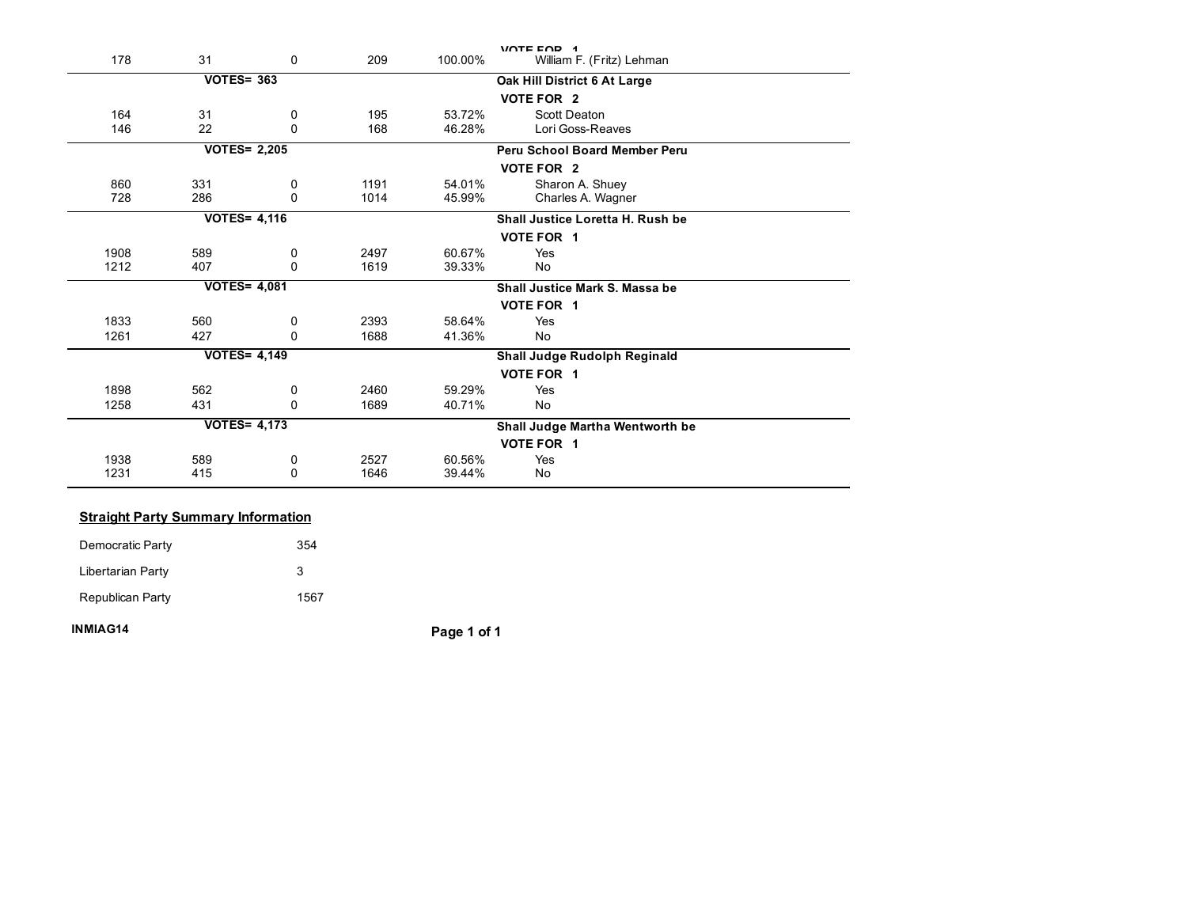| | | | | | |
|---|---|---|---|---|---|
| | | | | | VOTE FOR 1 |
| 178 | 31 | 0 | 209 | 100.00% | William F. (Fritz) Lehman |
| | **VOTES= 363** | | | | **Oak Hill District 6 At Large** |
| | | | | | **VOTE FOR 2** |
| 164 | 31 | 0 | 195 | 53.72% | Scott Deaton |
| 146 | 22 | 0 | 168 | 46.28% | Lori Goss-Reaves |
| | **VOTES= 2,205** | | | | **Peru School Board Member Peru** |
| | | | | | **VOTE FOR 2** |
| 860 | 331 | 0 | 1191 | 54.01% | Sharon A. Shuey |
| 728 | 286 | 0 | 1014 | 45.99% | Charles A. Wagner |
| | **VOTES= 4,116** | | | | **Shall Justice Loretta H. Rush be** |
| | | | | | **VOTE FOR 1** |
| 1908 | 589 | 0 | 2497 | 60.67% | Yes |
| 1212 | 407 | 0 | 1619 | 39.33% | No |
| | **VOTES= 4,081** | | | | **Shall Justice Mark S. Massa be** |
| | | | | | **VOTE FOR 1** |
| 1833 | 560 | 0 | 2393 | 58.64% | Yes |
| 1261 | 427 | 0 | 1688 | 41.36% | No |
| | **VOTES= 4,149** | | | | **Shall Judge Rudolph Reginald** |
| | | | | | **VOTE FOR 1** |
| 1898 | 562 | 0 | 2460 | 59.29% | Yes |
| 1258 | 431 | 0 | 1689 | 40.71% | No |
| | **VOTES= 4,173** | | | | **Shall Judge Martha Wentworth be** |
| | | | | | **VOTE FOR 1** |
| 1938 | 589 | 0 | 2527 | 60.56% | Yes |
| 1231 | 415 | 0 | 1646 | 39.44% | No |

**Straight Party Summary Information**

| | |
|---|---|
| Democratic Party | 354 |
| Libertarian Party | 3 |
| Republican Party | 1567 |

**INMIAG14**